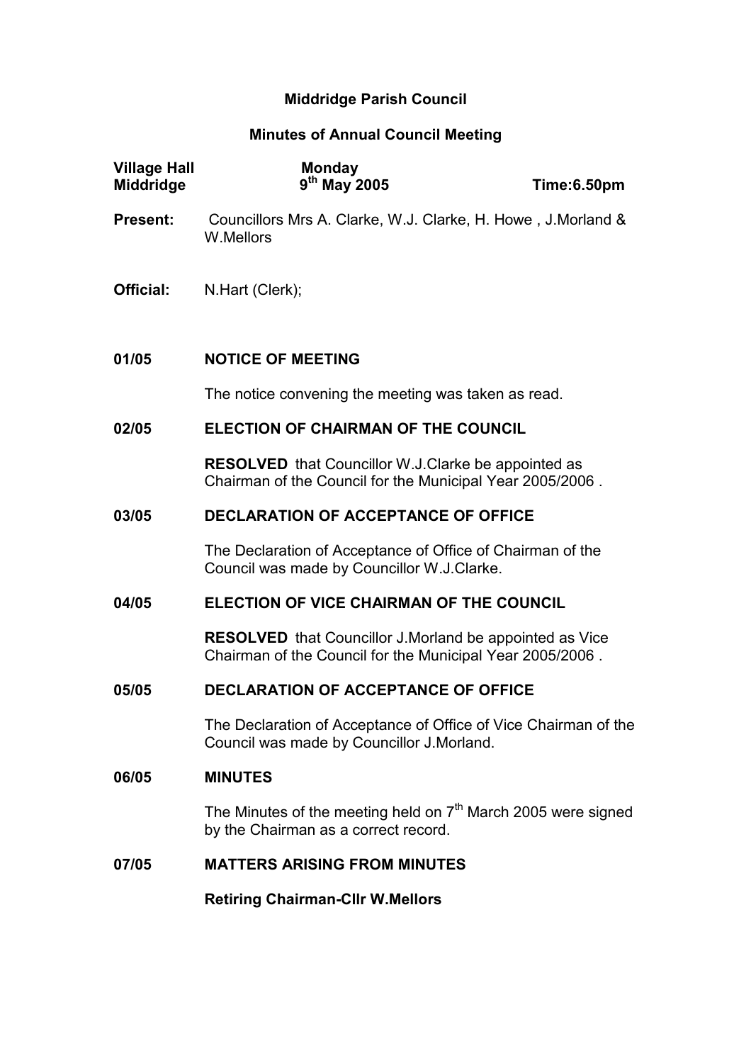# Middridge Parish Council

## Minutes of Annual Council Meeting

| Village Hall Middridge | Monday 9th May 2005 | Time:6.50pm |
|---|---|---|

**Present:** Councillors Mrs A. Clarke, W.J. Clarke, H. Howe , J.Morland & W.Mellors

**Official:** N.Hart (Clerk);

**01/05 NOTICE OF MEETING**

The notice convening the meeting was taken as read.

**02/05 ELECTION OF CHAIRMAN OF THE COUNCIL**

**RESOLVED** that Councillor W.J.Clarke be appointed as Chairman of the Council for the Municipal Year 2005/2006 .

**03/05 DECLARATION OF ACCEPTANCE OF OFFICE**

The Declaration of Acceptance of Office of Chairman of the Council was made by Councillor W.J.Clarke.

**04/05 ELECTION OF VICE CHAIRMAN OF THE COUNCIL**

**RESOLVED** that Councillor J.Morland be appointed as Vice Chairman of the Council for the Municipal Year 2005/2006 .

**05/05 DECLARATION OF ACCEPTANCE OF OFFICE**

The Declaration of Acceptance of Office of Vice Chairman of the Council was made by Councillor J.Morland.

**06/05 MINUTES**

The Minutes of the meeting held on 7th March 2005 were signed by the Chairman as a correct record.

**07/05 MATTERS ARISING FROM MINUTES**

**Retiring Chairman-Cllr W.Mellors**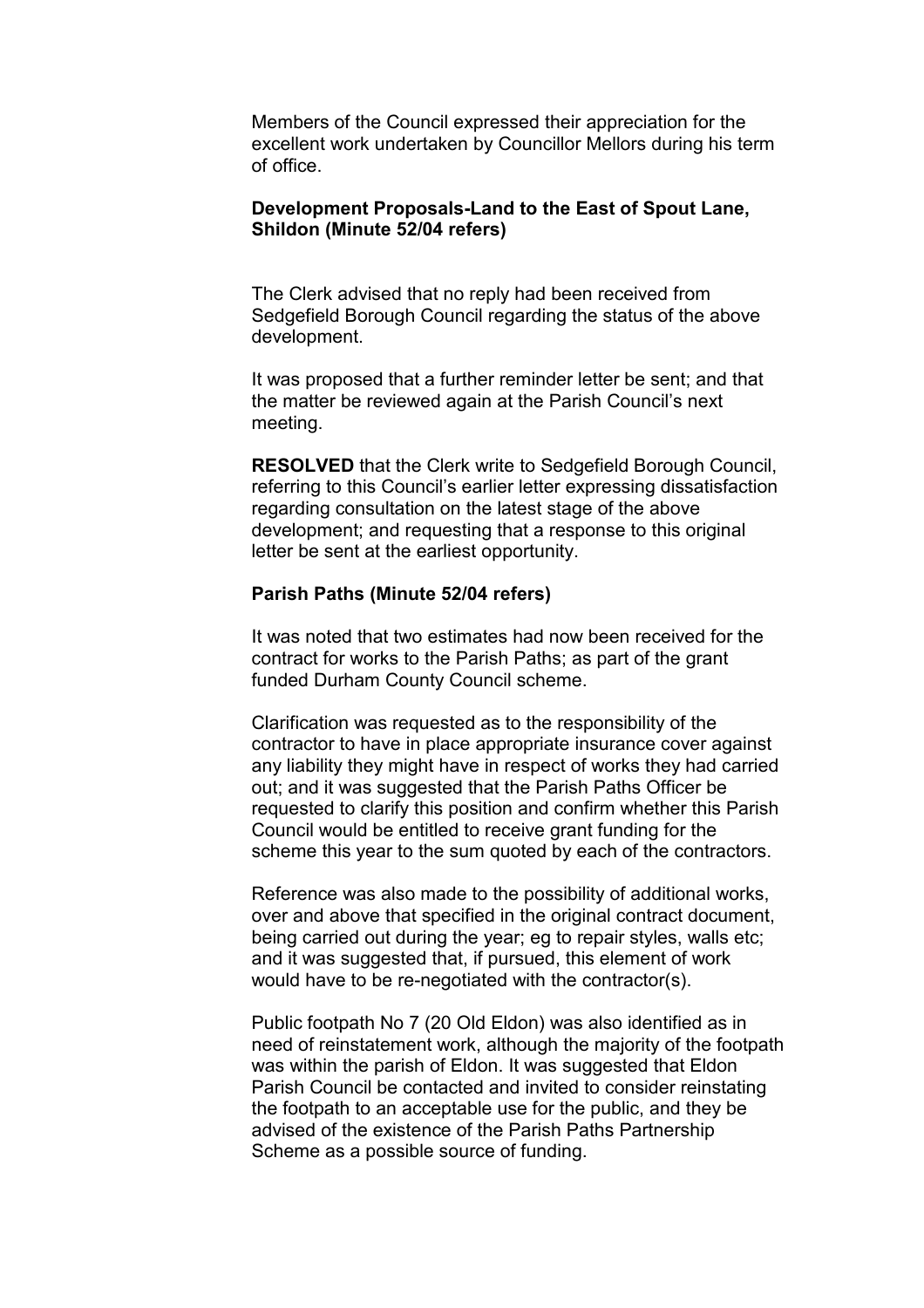Members of the Council expressed their appreciation for the excellent work undertaken by Councillor Mellors during his term of office.

**Development Proposals-Land to the East of Spout Lane, Shildon (Minute 52/04 refers)**

The Clerk advised that no reply had been received from Sedgefield Borough Council regarding the status of the above development.

It was proposed that a further reminder letter be sent; and that the matter be reviewed again at the Parish Council's next meeting.

**RESOLVED** that the Clerk write to Sedgefield Borough Council, referring to this Council's earlier letter expressing dissatisfaction regarding consultation on the latest stage of the above development; and requesting that a response to this original letter be sent at the earliest opportunity.

**Parish Paths (Minute 52/04 refers)**

It was noted that two estimates had now been received for the contract for works to the Parish Paths; as part of the grant funded Durham County Council scheme.

Clarification was requested as to the responsibility of the contractor to have in place appropriate insurance cover against any liability they might have in respect of works they had carried out; and it was suggested that the Parish Paths Officer be requested to clarify this position and confirm whether this Parish Council would be entitled to receive grant funding for the scheme this year to the sum quoted by each of the contractors.

Reference was also made to the possibility of additional works, over and above that specified in the original contract document, being carried out during the year; eg to repair styles, walls etc; and it was suggested that, if pursued, this element of work would have to be re-negotiated with the contractor(s).

Public footpath No 7 (20 Old Eldon) was also identified as in need of reinstatement work, although the majority of the footpath was within the parish of Eldon. It was suggested that Eldon Parish Council be contacted and invited to consider reinstating the footpath to an acceptable use for the public, and they be advised of the existence of the Parish Paths Partnership Scheme as a possible source of funding.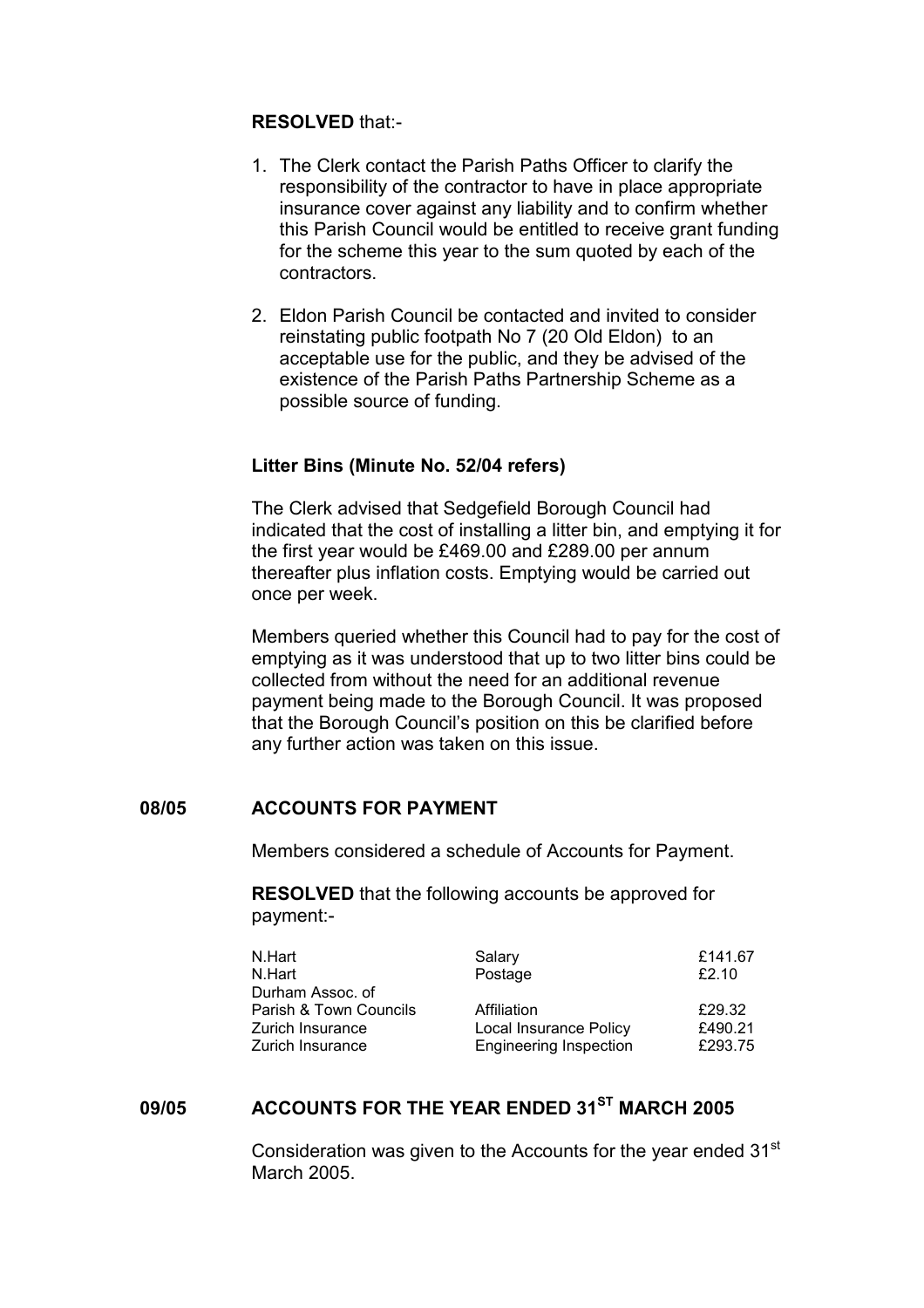**RESOLVED** that:-

1. The Clerk contact the Parish Paths Officer to clarify the responsibility of the contractor to have in place appropriate insurance cover against any liability and to confirm whether this Parish Council would be entitled to receive grant funding for the scheme this year to the sum quoted by each of the contractors.

2. Eldon Parish Council be contacted and invited to consider reinstating public footpath No 7 (20 Old Eldon) to an acceptable use for the public, and they be advised of the existence of the Parish Paths Partnership Scheme as a possible source of funding.

**Litter Bins (Minute No. 52/04 refers)**

The Clerk advised that Sedgefield Borough Council had indicated that the cost of installing a litter bin, and emptying it for the first year would be £469.00 and £289.00 per annum thereafter plus inflation costs. Emptying would be carried out once per week.

Members queried whether this Council had to pay for the cost of emptying as it was understood that up to two litter bins could be collected from without the need for an additional revenue payment being made to the Borough Council. It was proposed that the Borough Council's position on this be clarified before any further action was taken on this issue.

## 08/05 ACCOUNTS FOR PAYMENT

Members considered a schedule of Accounts for Payment.

**RESOLVED** that the following accounts be approved for payment:-

| | | |
|---|---|---|
| N.Hart | Salary | £141.67 |
| N.Hart | Postage | £2.10 |
| Durham Assoc. of Parish & Town Councils | Affiliation | £29.32 |
| Zurich Insurance | Local Insurance Policy | £490.21 |
| Zurich Insurance | Engineering Inspection | £293.75 |

## 09/05 ACCOUNTS FOR THE YEAR ENDED 31ST MARCH 2005

Consideration was given to the Accounts for the year ended 31st March 2005.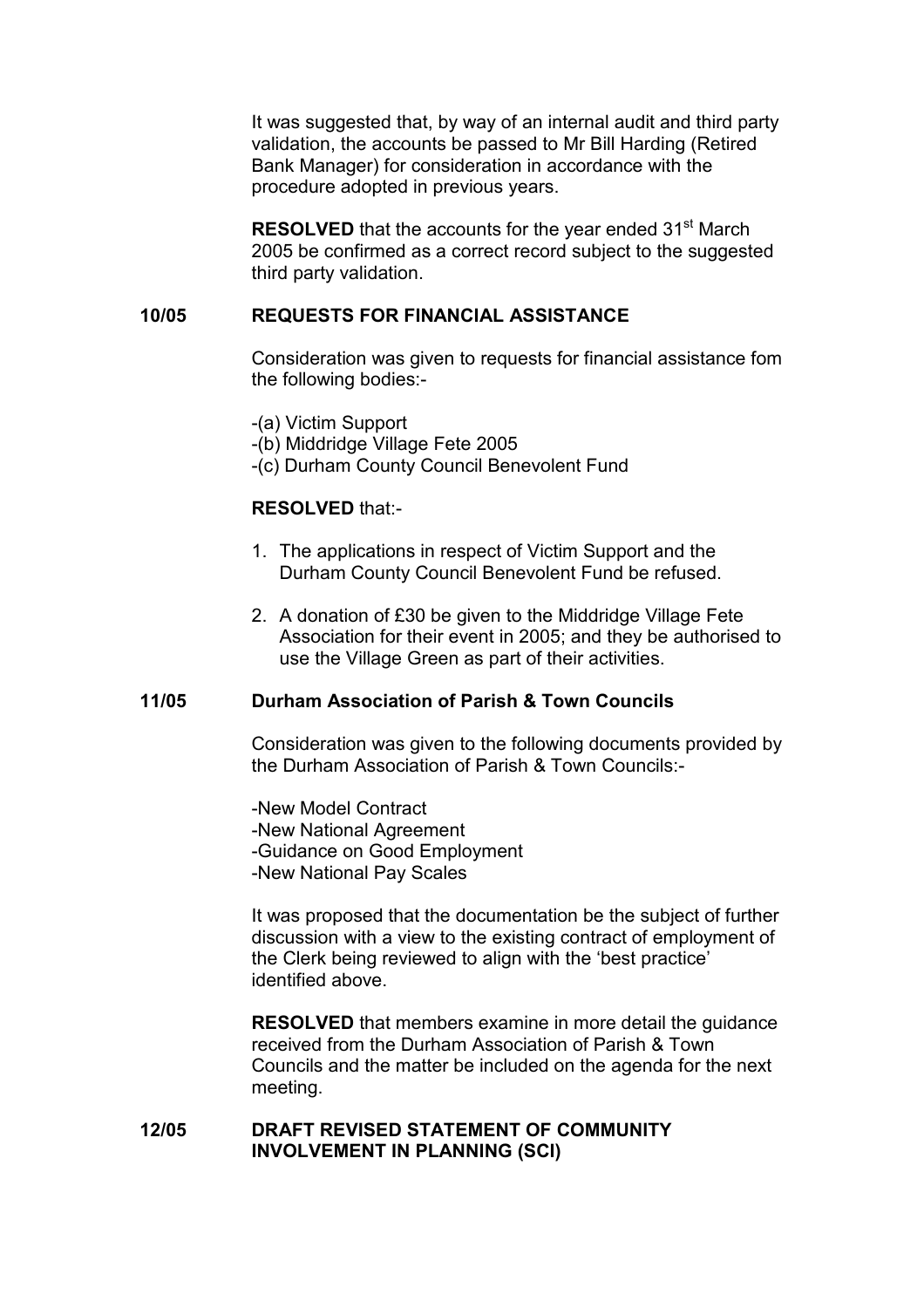It was suggested that, by way of an internal audit and third party validation, the accounts be passed to Mr Bill Harding (Retired Bank Manager) for consideration in accordance with the procedure adopted in previous years.

**RESOLVED** that the accounts for the year ended 31st March 2005 be confirmed as a correct record subject to the suggested third party validation.

**10/05 REQUESTS FOR FINANCIAL ASSISTANCE**

Consideration was given to requests for financial assistance fom the following bodies:-

-(a) Victim Support
-(b) Middridge Village Fete 2005
-(c) Durham County Council Benevolent Fund

**RESOLVED** that:-

1. The applications in respect of Victim Support and the Durham County Council Benevolent Fund be refused.
2. A donation of £30 be given to the Middridge Village Fete Association for their event in 2005; and they be authorised to use the Village Green as part of their activities.

**11/05 Durham Association of Parish & Town Councils**

Consideration was given to the following documents provided by the Durham Association of Parish & Town Councils:-

-New Model Contract
-New National Agreement
-Guidance on Good Employment
-New National Pay Scales

It was proposed that the documentation be the subject of further discussion with a view to the existing contract of employment of the Clerk being reviewed to align with the 'best practice' identified above.

**RESOLVED** that members examine in more detail the guidance received from the Durham Association of Parish & Town Councils and the matter be included on the agenda for the next meeting.

**12/05 DRAFT REVISED STATEMENT OF COMMUNITY INVOLVEMENT IN PLANNING (SCI)**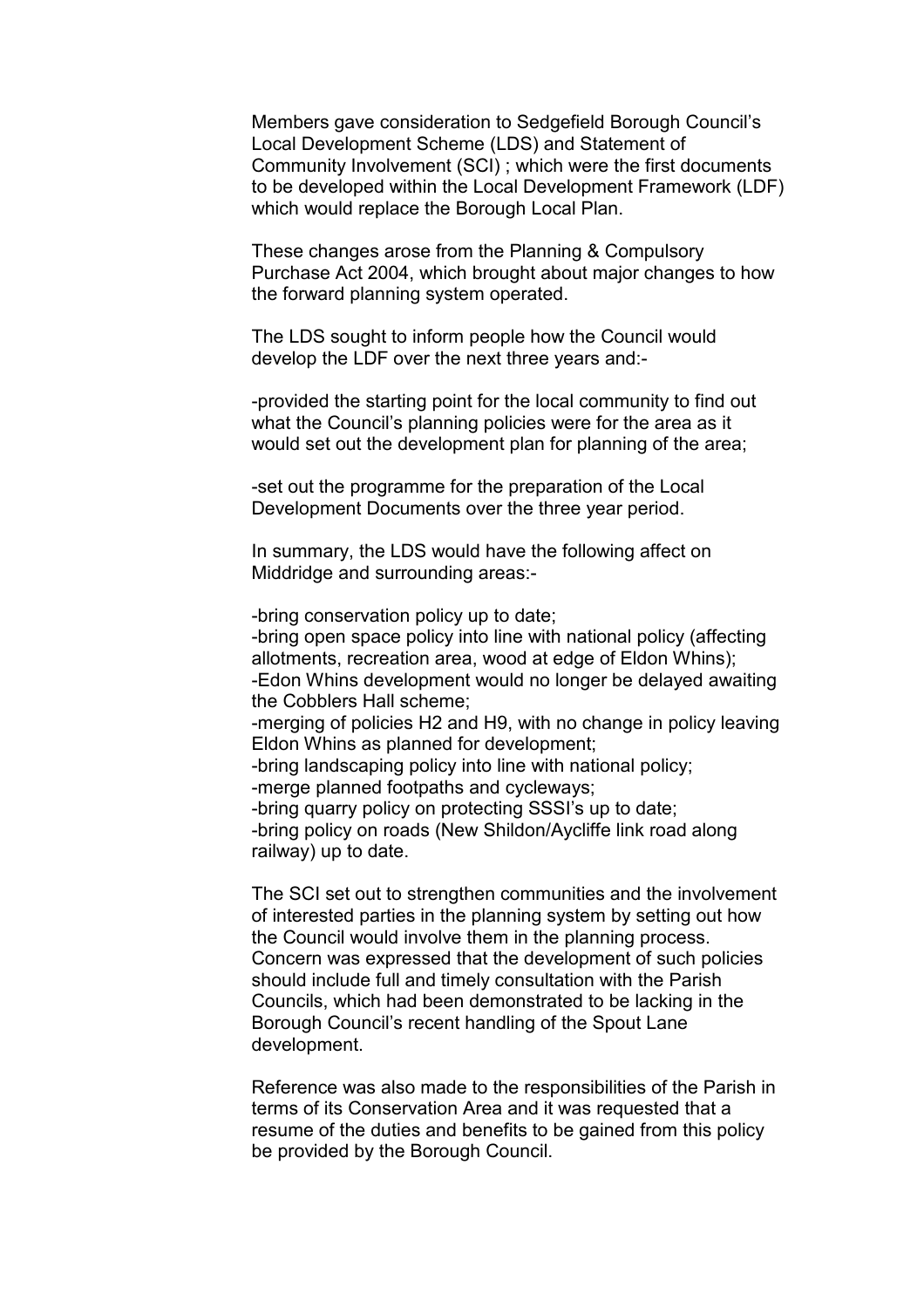Members gave consideration to Sedgefield Borough Council's Local Development Scheme (LDS) and Statement of Community Involvement (SCI) ; which were the first documents to be developed within the Local Development Framework (LDF) which would replace the Borough Local Plan.

These changes arose from the Planning & Compulsory Purchase Act 2004, which brought about major changes to how the forward planning system operated.

The LDS sought to inform people how the Council would develop the LDF over the next three years and:-

-provided the starting point for the local community to find out what the Council's planning policies were for the area as it would set out the development plan for planning of the area;

-set out the programme for the preparation of the Local Development Documents over the three year period.

In summary, the LDS would have the following affect on Middridge and surrounding areas:-

-bring conservation policy up to date;
-bring open space policy into line with national policy (affecting allotments, recreation area, wood at edge of Eldon Whins);
-Edon Whins development would no longer be delayed awaiting the Cobblers Hall scheme;
-merging of policies H2 and H9, with no change in policy leaving Eldon Whins as planned for development;
-bring landscaping policy into line with national policy;
-merge planned footpaths and cycleways;
-bring quarry policy on protecting SSSI's up to date;
-bring policy on roads (New Shildon/Aycliffe link road along railway) up to date.

The SCI set out to strengthen communities and the involvement of interested parties in the planning system by setting out how the Council would involve them in the planning process. Concern was expressed that the development of such policies should include full and timely consultation with the Parish Councils, which had been demonstrated to be lacking in the Borough Council's recent handling of the Spout Lane development.

Reference was also made to the responsibilities of the Parish in terms of its Conservation Area and it was requested that a resume of the duties and benefits to be gained from this policy be provided by the Borough Council.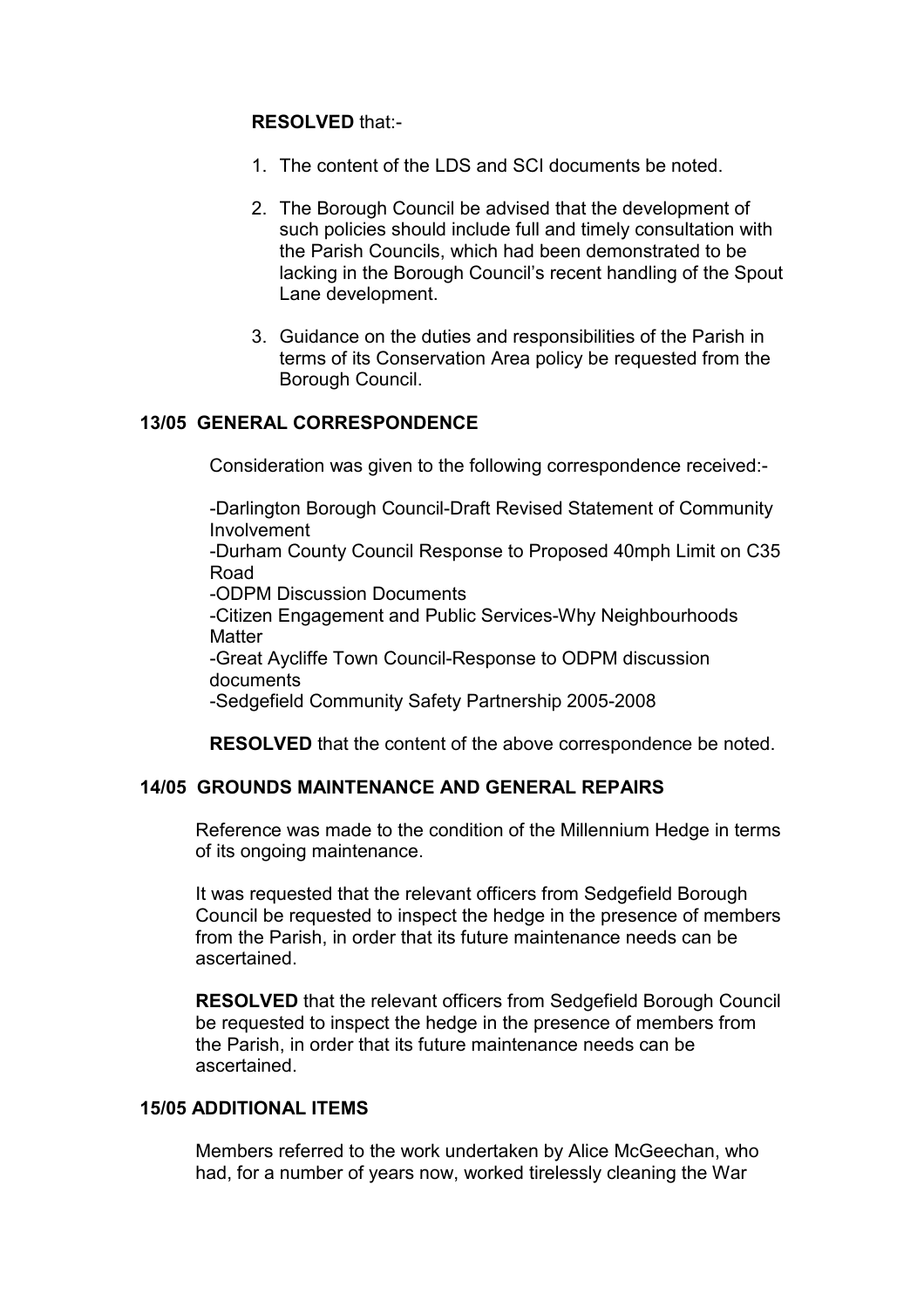**RESOLVED** that:-

1. The content of the LDS and SCI documents be noted.

2. The Borough Council be advised that the development of such policies should include full and timely consultation with the Parish Councils, which had been demonstrated to be lacking in the Borough Council's recent handling of the Spout Lane development.

3. Guidance on the duties and responsibilities of the Parish in terms of its Conservation Area policy be requested from the Borough Council.

### 13/05 GENERAL CORRESPONDENCE

Consideration was given to the following correspondence received:-

-Darlington Borough Council-Draft Revised Statement of Community Involvement
-Durham County Council Response to Proposed 40mph Limit on C35 Road
-ODPM Discussion Documents
-Citizen Engagement and Public Services-Why Neighbourhoods Matter
-Great Aycliffe Town Council-Response to ODPM discussion documents
-Sedgefield Community Safety Partnership 2005-2008

**RESOLVED** that the content of the above correspondence be noted.

### 14/05 GROUNDS MAINTENANCE AND GENERAL REPAIRS

Reference was made to the condition of the Millennium Hedge in terms of its ongoing maintenance.

It was requested that the relevant officers from Sedgefield Borough Council be requested to inspect the hedge in the presence of members from the Parish, in order that its future maintenance needs can be ascertained.

**RESOLVED** that the relevant officers from Sedgefield Borough Council be requested to inspect the hedge in the presence of members from the Parish, in order that its future maintenance needs can be ascertained.

### 15/05 ADDITIONAL ITEMS

Members referred to the work undertaken by Alice McGeechan, who had, for a number of years now, worked tirelessly cleaning the War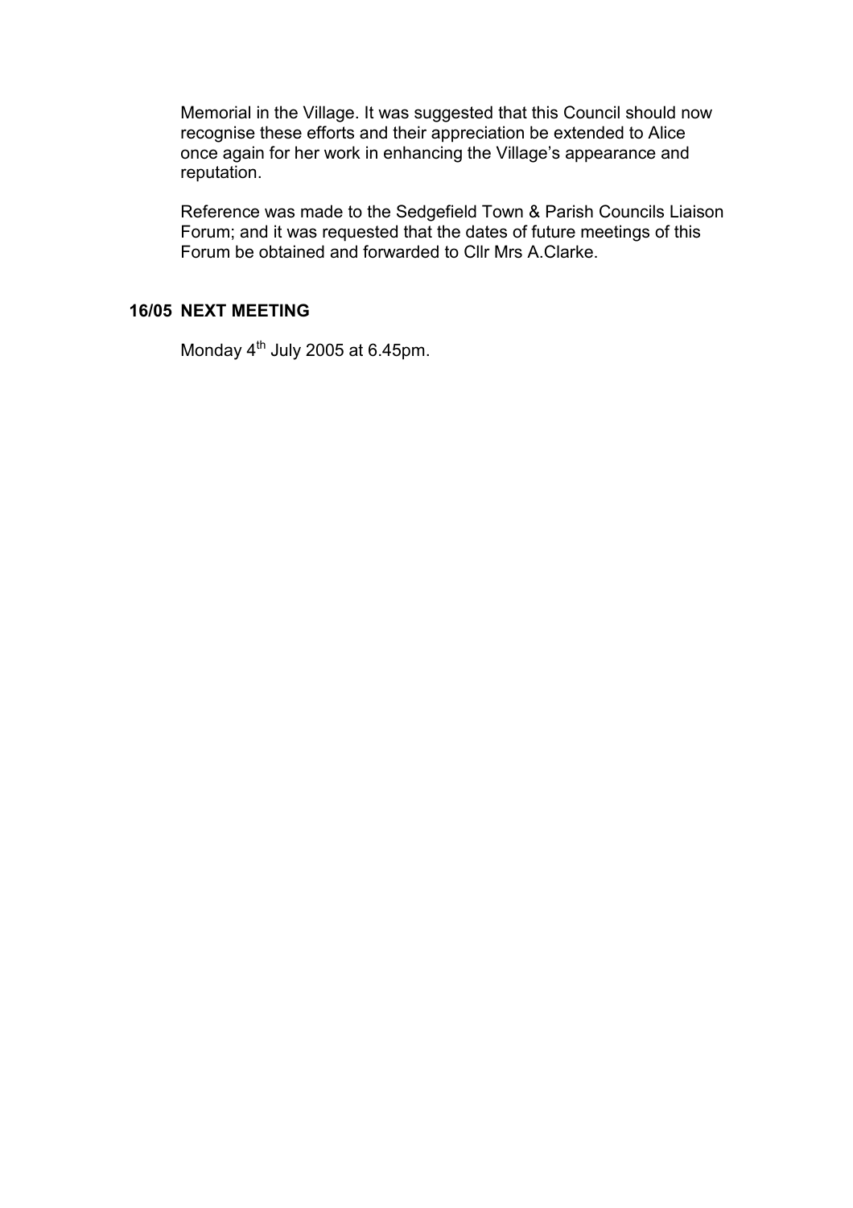Memorial in the Village. It was suggested that this Council should now recognise these efforts and their appreciation be extended to Alice once again for her work in enhancing the Village's appearance and reputation.

Reference was made to the Sedgefield Town & Parish Councils Liaison Forum; and it was requested that the dates of future meetings of this Forum be obtained and forwarded to Cllr Mrs A.Clarke.

## 16/05 NEXT MEETING

Monday 4th July 2005 at 6.45pm.